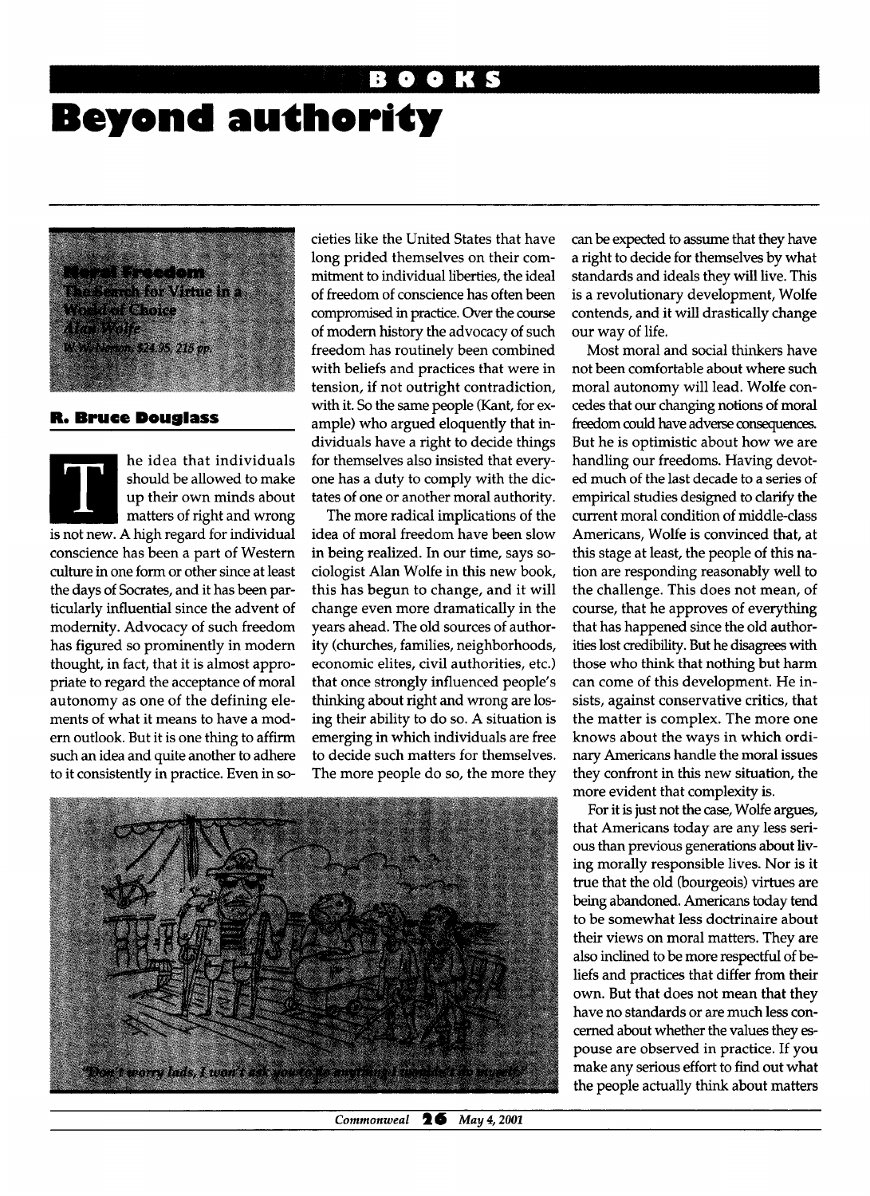# BOOKS

# Beyond authority

**Moral Freedom**
**The Search for Virtue in a World of Choice**
**Alan Wolfe**
W. W. Norton, $24.95, 215 pp.

**R. Bruce Douglass**

The idea that individuals should be allowed to make up their own minds about matters of right and wrong is not new. A high regard for individual conscience has been a part of Western culture in one form or other since at least the days of Socrates, and it has been particularly influential since the advent of modernity. Advocacy of such freedom has figured so prominently in modern thought, in fact, that it is almost appropriate to regard the acceptance of moral autonomy as one of the defining elements of what it means to have a modern outlook. But it is one thing to affirm such an idea and quite another to adhere to it consistently in practice. Even in societies like the United States that have long prided themselves on their commitment to individual liberties, the ideal of freedom of conscience has often been compromised in practice. Over the course of modern history the advocacy of such freedom has routinely been combined with beliefs and practices that were in tension, if not outright contradiction, with it. So the same people (Kant, for example) who argued eloquently that individuals have a right to decide things for themselves also insisted that everyone has a duty to comply with the dictates of one or another moral authority.

The more radical implications of the idea of moral freedom have been slow in being realized. In our time, says sociologist Alan Wolfe in this new book, this has begun to change, and it will change even more dramatically in the years ahead. The old sources of authority (churches, families, neighborhoods, economic elites, civil authorities, etc.) that once strongly influenced people's thinking about right and wrong are losing their ability to do so. A situation is emerging in which individuals are free to decide such matters for themselves. The more people do so, the more they can be expected to assume that they have a right to decide for themselves by what standards and ideals they will live. This is a revolutionary development, Wolfe contends, and it will drastically change our way of life.

Most moral and social thinkers have not been comfortable about where such moral autonomy will lead. Wolfe concedes that our changing notions of moral freedom could have adverse consequences. But he is optimistic about how we are handling our freedoms. Having devoted much of the last decade to a series of empirical studies designed to clarify the current moral condition of middle-class Americans, Wolfe is convinced that, at this stage at least, the people of this nation are responding reasonably well to the challenge. This does not mean, of course, that he approves of everything that has happened since the old authorities lost credibility. But he disagrees with those who think that nothing but harm can come of this development. He insists, against conservative critics, that the matter is complex. The more one knows about the ways in which ordinary Americans handle the moral issues they confront in this new situation, the more evident that complexity is.

For it is just not the case, Wolfe argues, that Americans today are any less serious than previous generations about living morally responsible lives. Nor is it true that the old (bourgeois) virtues are being abandoned. Americans today tend to be somewhat less doctrinaire about their views on moral matters. They are also inclined to be more respectful of beliefs and practices that differ from their own. But that does not mean that they have no standards or are much less concerned about whether the values they espouse are observed in practice. If you make any serious effort to find out what the people actually think about matters

"Don't worry lads, I won't ask you to do anything I wouldn't do myself."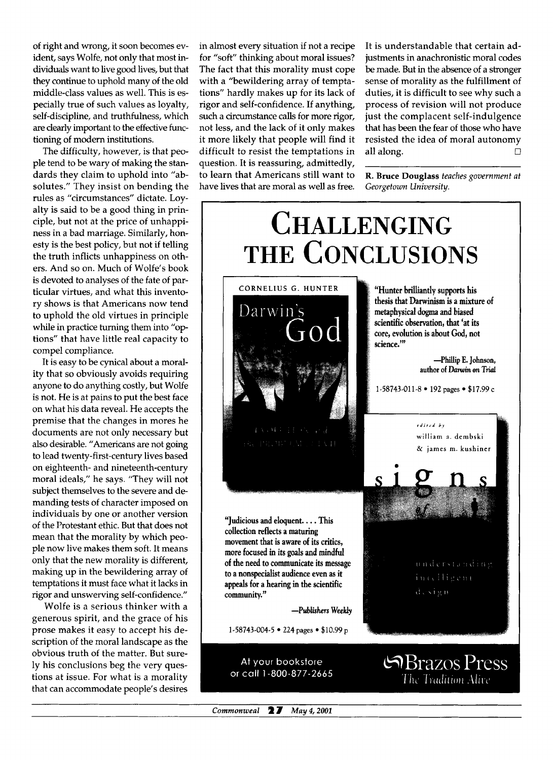of right and wrong, it soon becomes evident, says Wolfe, not only that most individuals want to live good lives, but that they continue to uphold many of the old middle-class values as well. This is especially true of such values as loyalty, self-discipline, and truthfulness, which are clearly important to the effective functioning of modern institutions.

The difficulty, however, is that people tend to be wary of making the standards they claim to uphold into "absolutes." They insist on bending the rules as "circumstances" dictate. Loyalty is said to be a good thing in principle, but not at the price of unhappiness in a bad marriage. Similarly, honesty is the best policy, but not if telling the truth inflicts unhappiness on others. And so on. Much of Wolfe's book is devoted to analyses of the fate of particular virtues, and what this inventory shows is that Americans now tend to uphold the old virtues in principle while in practice turning them into "options" that have little real capacity to compel compliance.

It is easy to be cynical about a morality that so obviously avoids requiring anyone to do anything costly, but Wolfe is not. He is at pains to put the best face on what his data reveal. He accepts the premise that the changes in mores he documents are not only necessary but also desirable. "Americans are not going to lead twenty-first-century lives based on eighteenth- and nineteenth-century moral ideals," he says. "They will not subject themselves to the severe and demanding tests of character imposed on individuals by one or another version of the Protestant ethic. But that does not mean that the morality by which people now live makes them soft. It means only that the new morality is different, making up in the bewildering array of temptations it must face what it lacks in rigor and unswerving self-confidence."

Wolfe is a serious thinker with a generous spirit, and the grace of his prose makes it easy to accept his description of the moral landscape as the obvious truth of the matter. But surely his conclusions beg the very questions at issue. For what is a morality that can accommodate people's desires in almost every situation if not a recipe for "soft" thinking about moral issues? The fact that this morality must cope with a "bewildering array of temptations" hardly makes up for its lack of rigor and self-confidence. If anything, such a circumstance calls for more rigor, not less, and the lack of it only makes it more likely that people will find it difficult to resist the temptations in question. It is reassuring, admittedly, to learn that Americans still want to have lives that are moral as well as free. It is understandable that certain adjustments in anachronistic moral codes be made. But in the absence of a stronger sense of morality as the fulfillment of duties, it is difficult to see why such a process of revision will not produce just the complacent self-indulgence that has been the fear of those who have resisted the idea of moral autonomy all along. □

**R. Bruce Douglass** *teaches government at Georgetown University.*

# CHALLENGING THE CONCLUSIONS

CORNELIUS G. HUNTER

Darwin's God

**"Hunter brilliantly supports his thesis that Darwinism is a mixture of metaphysical dogma and biased scientific observation, that 'at its core, evolution is about God, not science.'"**

**—Phillip E. Johnson, author of *Darwin on Trial***

1-58743-011-8 • 192 pages • $17.99 c

edited by william a. dembski & james m. kushiner

signs of intelligence: understanding intelligent design

**"Judicious and eloquent. . . . This collection reflects a maturing movement that is aware of its critics, more focused in its goals and mindful of the need to communicate its message to a nonspecialist audience even as it appeals for a hearing in the scientific community."**

**—*Publishers Weekly***

1-58743-004-5 • 224 pages • $10.99 p

At your bookstore or call 1-800-877-2665

Brazos Press

The Tradition Alive